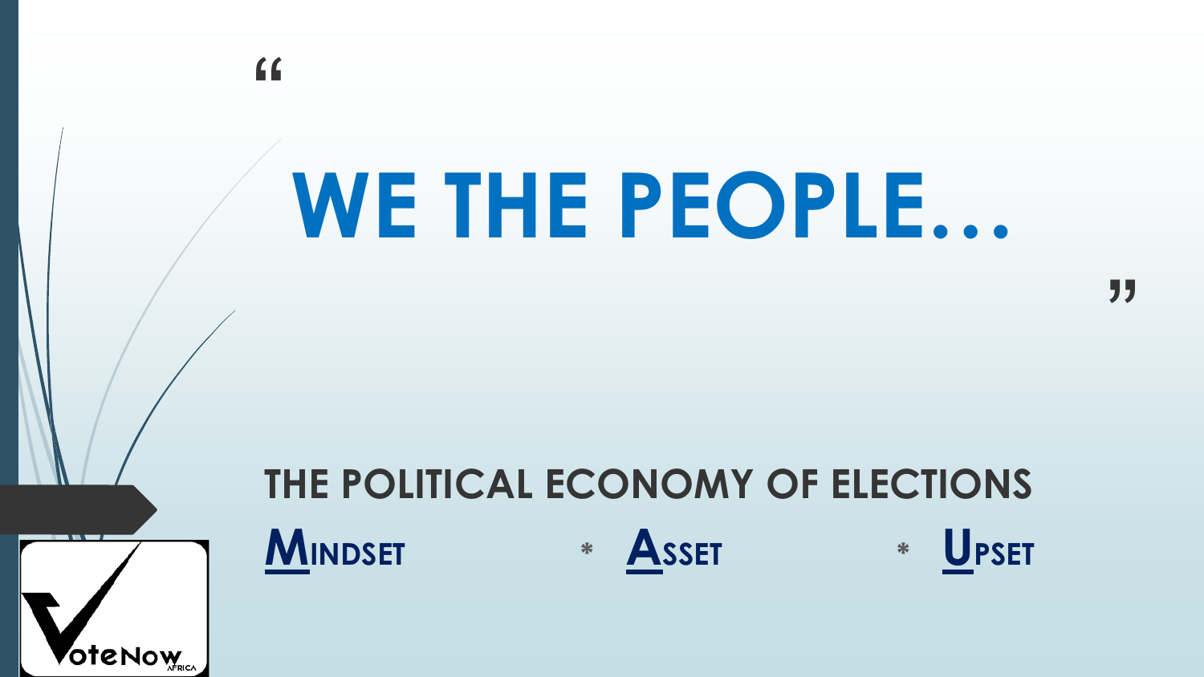# "WE THE PEOPLE…"

## THE POLITICAL ECONOMY OF ELECTIONS

**MINDSET** * **ASSET** * **UPSET**

VoteNow AFRICA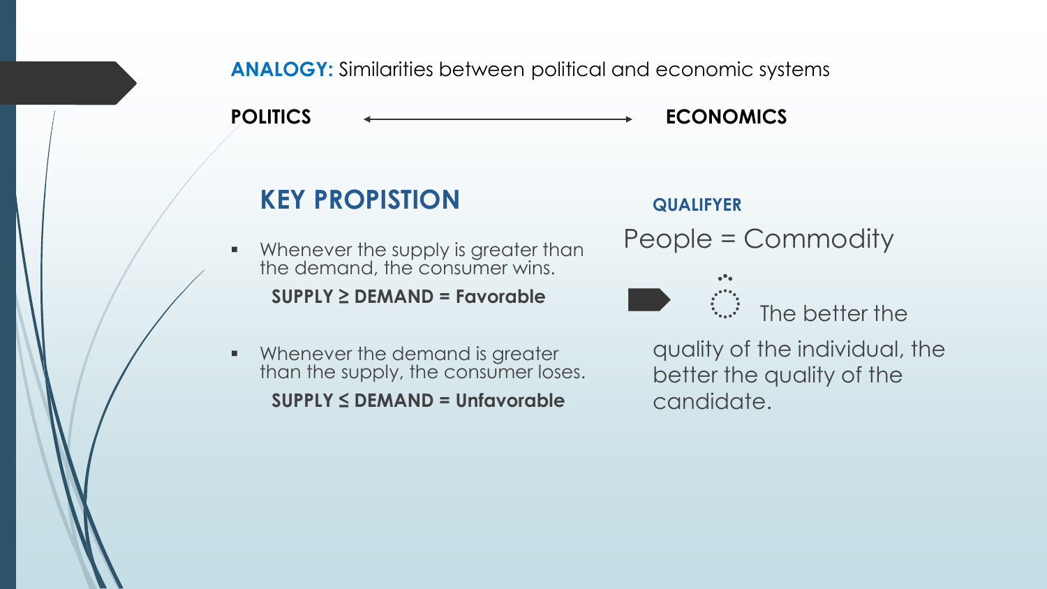**ANALOGY:** Similarities between political and economic systems

**POLITICS** ⟷ **ECONOMICS**

## KEY PROPISTION

- Whenever the supply is greater than the demand, the consumer wins.

  **SUPPLY ≥ DEMAND = Favorable**

- Whenever the demand is greater than the supply, the consumer loses.

  **SUPPLY ≤ DEMAND = Unfavorable**

### QUALIFYER

People = Commodity

The better the quality of the individual, the better the quality of the candidate.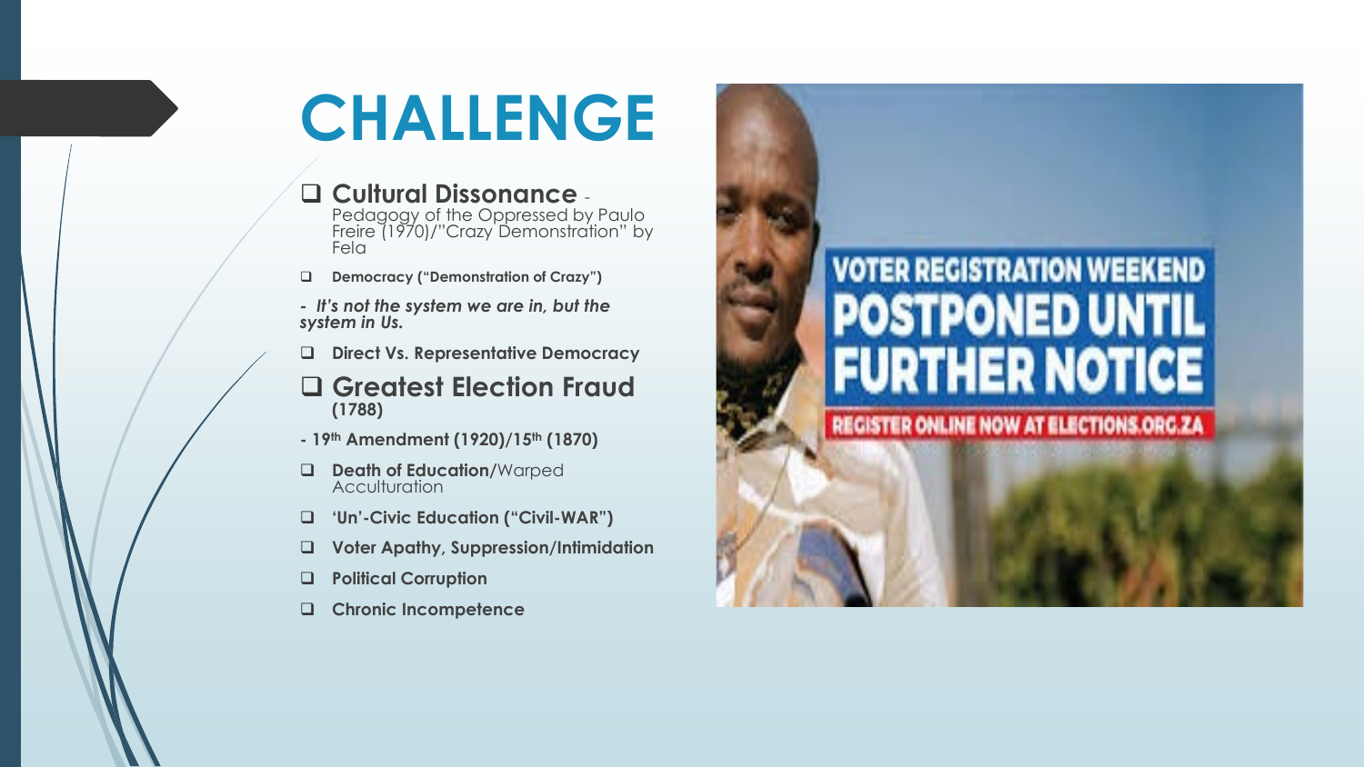# CHALLENGE

- **Cultural Dissonance** - Pedagogy of the Oppressed by Paulo Freire (1970)/"Crazy Demonstration" by Fela
- **Democracy ("Demonstration of Crazy")**

- ***It's not the system we are in, but the system in Us.***

- **Direct Vs. Representative Democracy**
- **Greatest Election Fraud (1788)**

- **19th Amendment (1920)/15th (1870)**

- **Death of Education**/Warped Acculturation
- **'Un'-Civic Education ("Civil-WAR")**
- **Voter Apathy, Suppression/Intimidation**
- **Political Corruption**
- **Chronic Incompetence**

VOTER REGISTRATION WEEKEND POSTPONED UNTIL FURTHER NOTICE

REGISTER ONLINE NOW AT ELECTIONS.ORG.ZA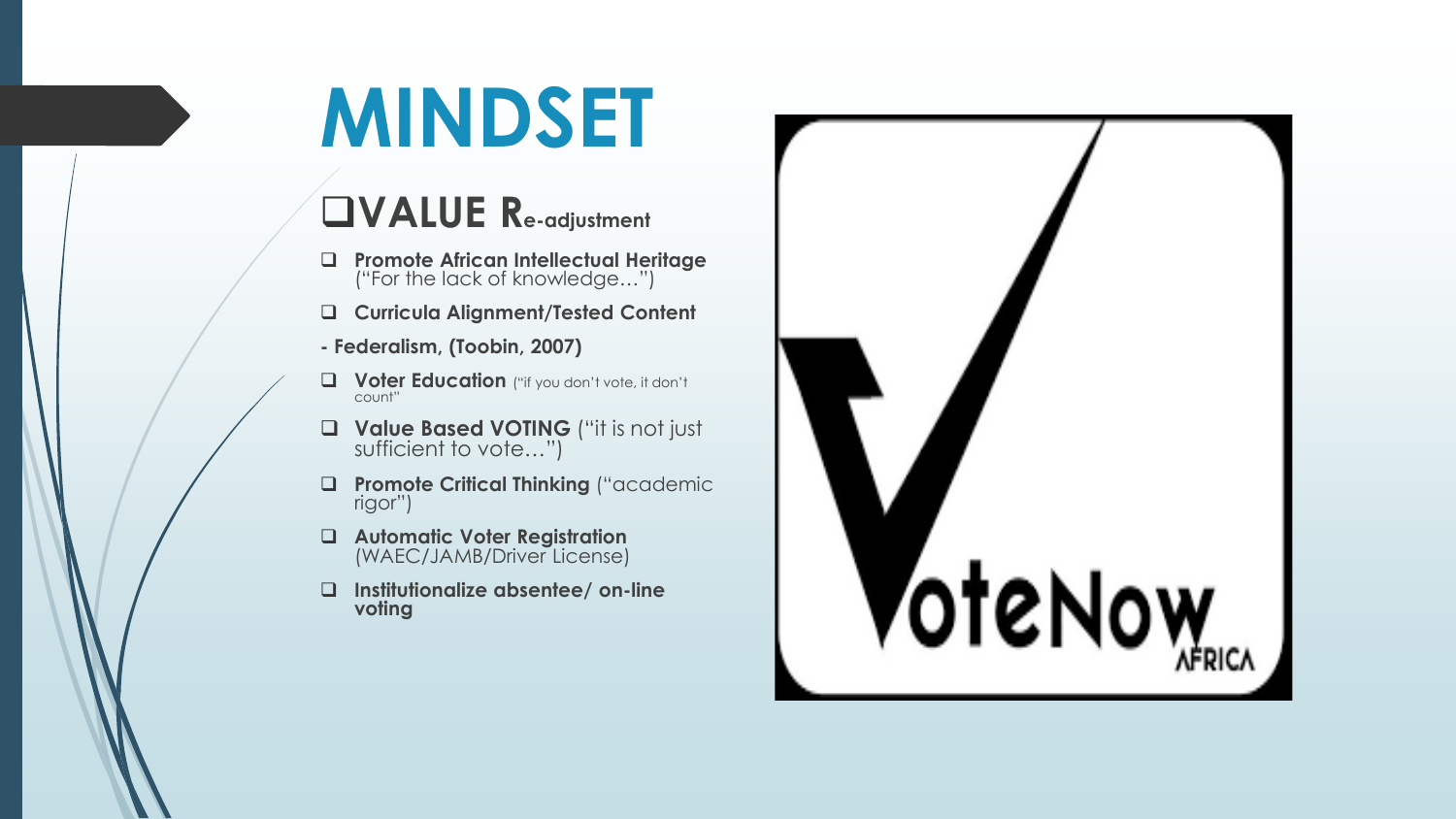# MINDSET

## VALUE Re-adjustment

- **Promote African Intellectual Heritage** ("For the lack of knowledge…")
- **Curricula Alignment/Tested Content**

**- Federalism, (Toobin, 2007)**

- **Voter Education** ("if you don't vote, it don't count"
- **Value Based VOTING** ("it is not just sufficient to vote…")
- **Promote Critical Thinking** ("academic rigor")
- **Automatic Voter Registration** (WAEC/JAMB/Driver License)
- **Institutionalize absentee/ on-line voting**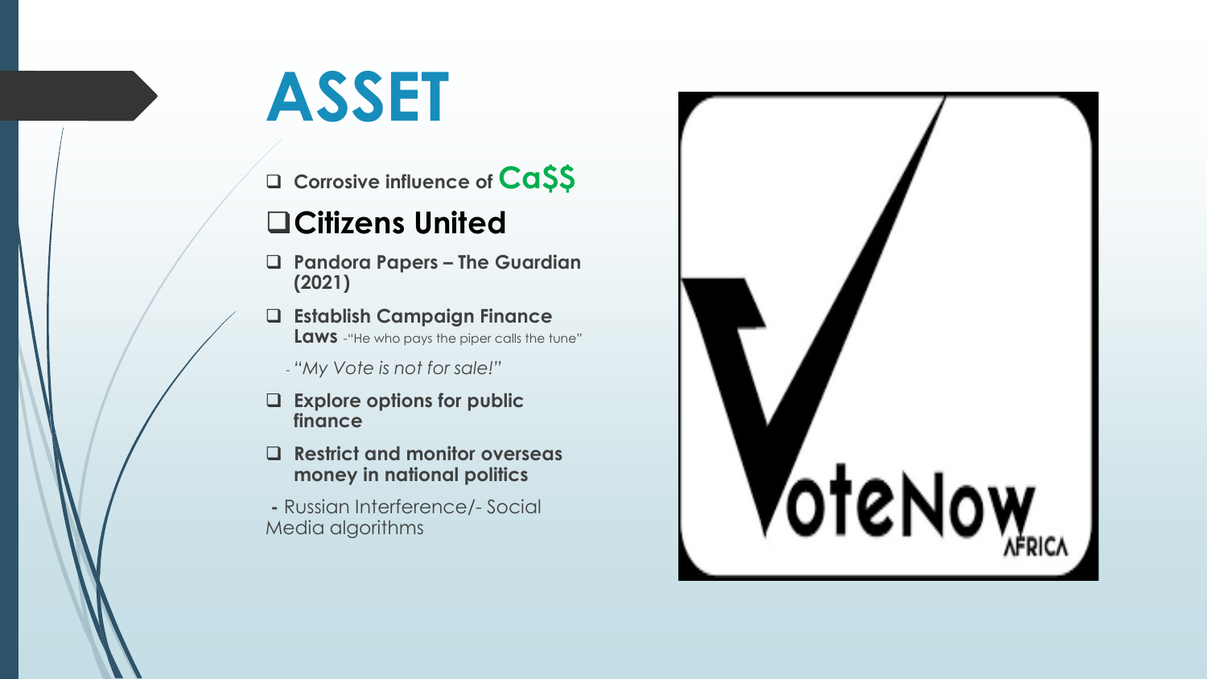# ASSET

- Corrosive influence of **Ca$$**
- **Citizens United**
- **Pandora Papers – The Guardian (2021)**
- **Establish Campaign Finance Laws** -"He who pays the piper calls the tune"
  - *"My Vote is not for sale!"*
- **Explore options for public finance**
- **Restrict and monitor overseas money in national politics**

- Russian Interference/- Social Media algorithms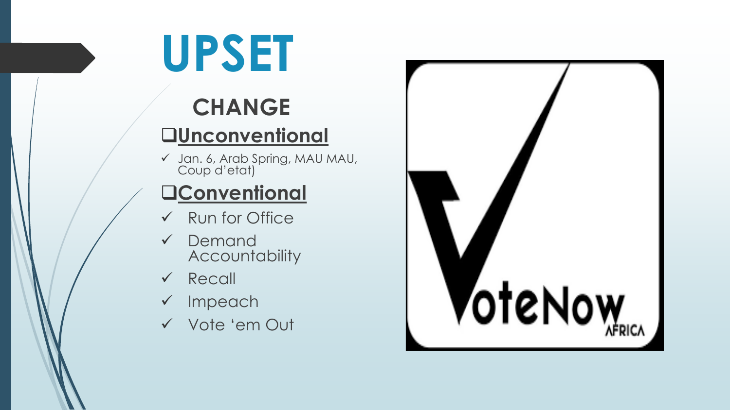# UPSET

## CHANGE

### ❑<u>Unconventional</u>

- ✓ Jan. 6, Arab Spring, MAU MAU, Coup d'etat)

### ❑<u>Conventional</u>

- ✓ Run for Office
- ✓ Demand Accountability
- ✓ Recall
- ✓ Impeach
- ✓ Vote 'em Out